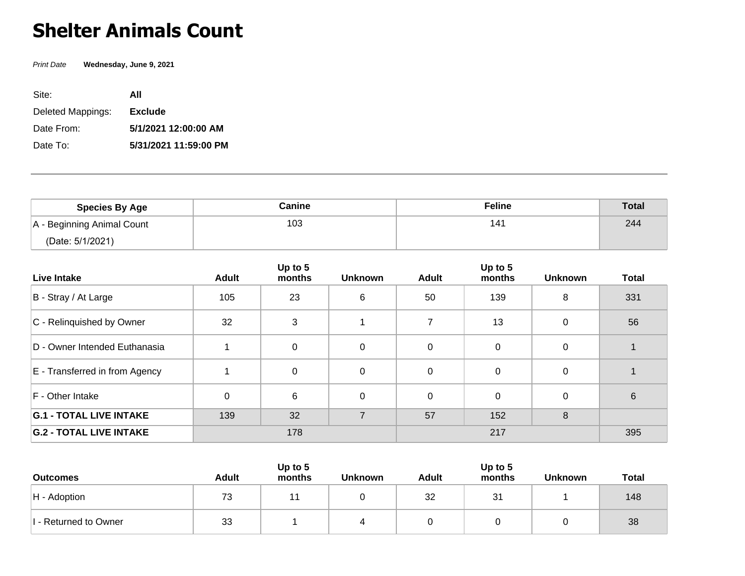# Shelter Animals Count

*Print Date* **Wednesday, June 9, 2021**

Site: **All**

Deleted Mappings: **Exclude**

Date From: **5/1/2021 12:00:00 AM**

Date To: **5/31/2021 11:59:00 PM**

---

| Species By Age | Canine | Feline | Total |
|---|---|---|---|
| A - Beginning Animal Count (Date: 5/1/2021) | 103 | 141 | 244 |

| Live Intake | Adult | Up to 5 months | Unknown | Adult | Up to 5 months | Unknown | Total |
|---|---|---|---|---|---|---|---|
| B - Stray / At Large | 105 | 23 | 6 | 50 | 139 | 8 | 331 |
| C - Relinquished by Owner | 32 | 3 | 1 | 7 | 13 | 0 | 56 |
| D - Owner Intended Euthanasia | 1 | 0 | 0 | 0 | 0 | 0 | 1 |
| E - Transferred in from Agency | 1 | 0 | 0 | 0 | 0 | 0 | 1 |
| F - Other Intake | 0 | 6 | 0 | 0 | 0 | 0 | 6 |
| **G.1 - TOTAL LIVE INTAKE** | 139 | 32 | 7 | 57 | 152 | 8 | |
| **G.2 - TOTAL LIVE INTAKE** | 178 | | | 217 | | | 395 |

| Outcomes | Adult | Up to 5 months | Unknown | Adult | Up to 5 months | Unknown | Total |
|---|---|---|---|---|---|---|---|
| H - Adoption | 73 | 11 | 0 | 32 | 31 | 1 | 148 |
| I - Returned to Owner | 33 | 1 | 4 | 0 | 0 | 0 | 38 |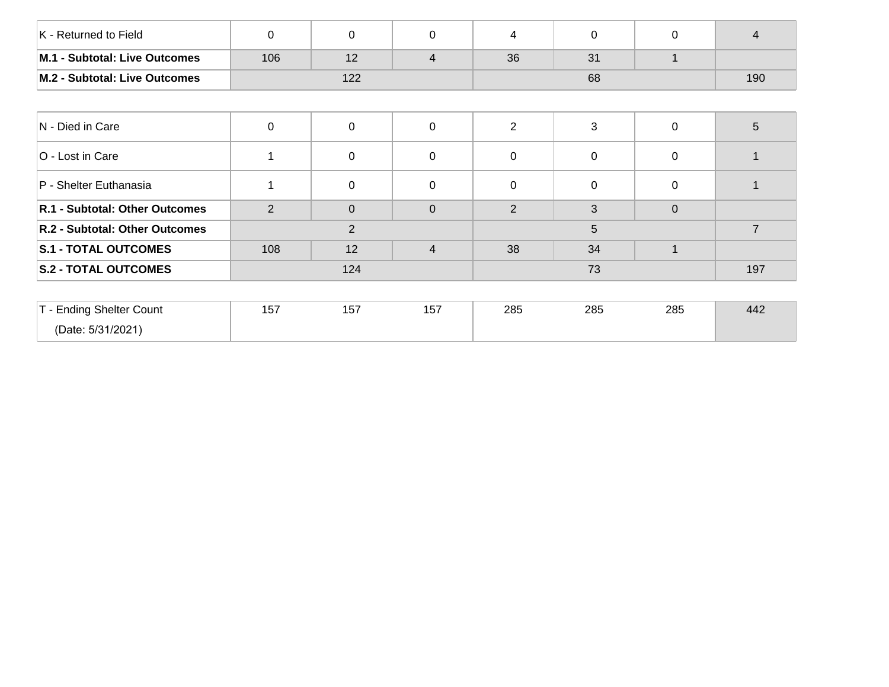| | | | | | | | |
|---|---|---|---|---|---|---|---|
| K - Returned to Field | 0 | 0 | 0 | 4 | 0 | 0 | 4 |
| **M.1 - Subtotal: Live Outcomes** | 106 | 12 | 4 | 36 | 31 | 1 | |
| **M.2 - Subtotal: Live Outcomes** | 122 | | | 68 | | | 190 |

| | | | | | | | |
|---|---|---|---|---|---|---|---|
| N - Died in Care | 0 | 0 | 0 | 2 | 3 | 0 | 5 |
| O - Lost in Care | 1 | 0 | 0 | 0 | 0 | 0 | 1 |
| P - Shelter Euthanasia | 1 | 0 | 0 | 0 | 0 | 0 | 1 |
| **R.1 - Subtotal: Other Outcomes** | 2 | 0 | 0 | 2 | 3 | 0 | |
| **R.2 - Subtotal: Other Outcomes** | 2 | | | 5 | | | 7 |
| **S.1 - TOTAL OUTCOMES** | 108 | 12 | 4 | 38 | 34 | 1 | |
| **S.2 - TOTAL OUTCOMES** | 124 | | | 73 | | | 197 |

| | | | | | | | |
|---|---|---|---|---|---|---|---|
| T - Ending Shelter Count (Date: 5/31/2021) | 157 | 157 | 157 | 285 | 285 | 285 | 442 |